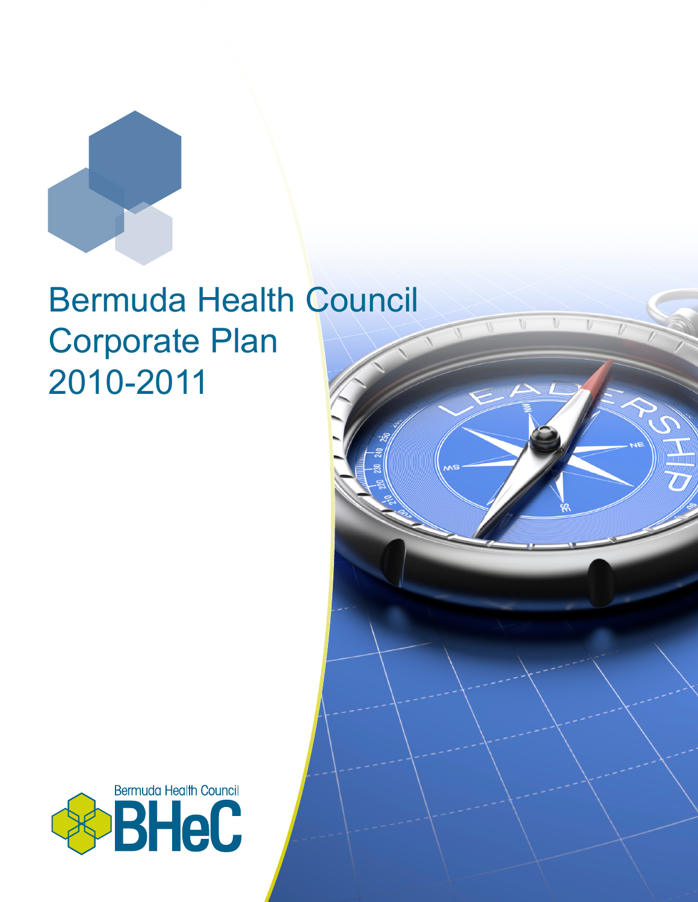# Bermuda Health Council Corporate Plan 2010-2011

Bermuda Health Council

BHeC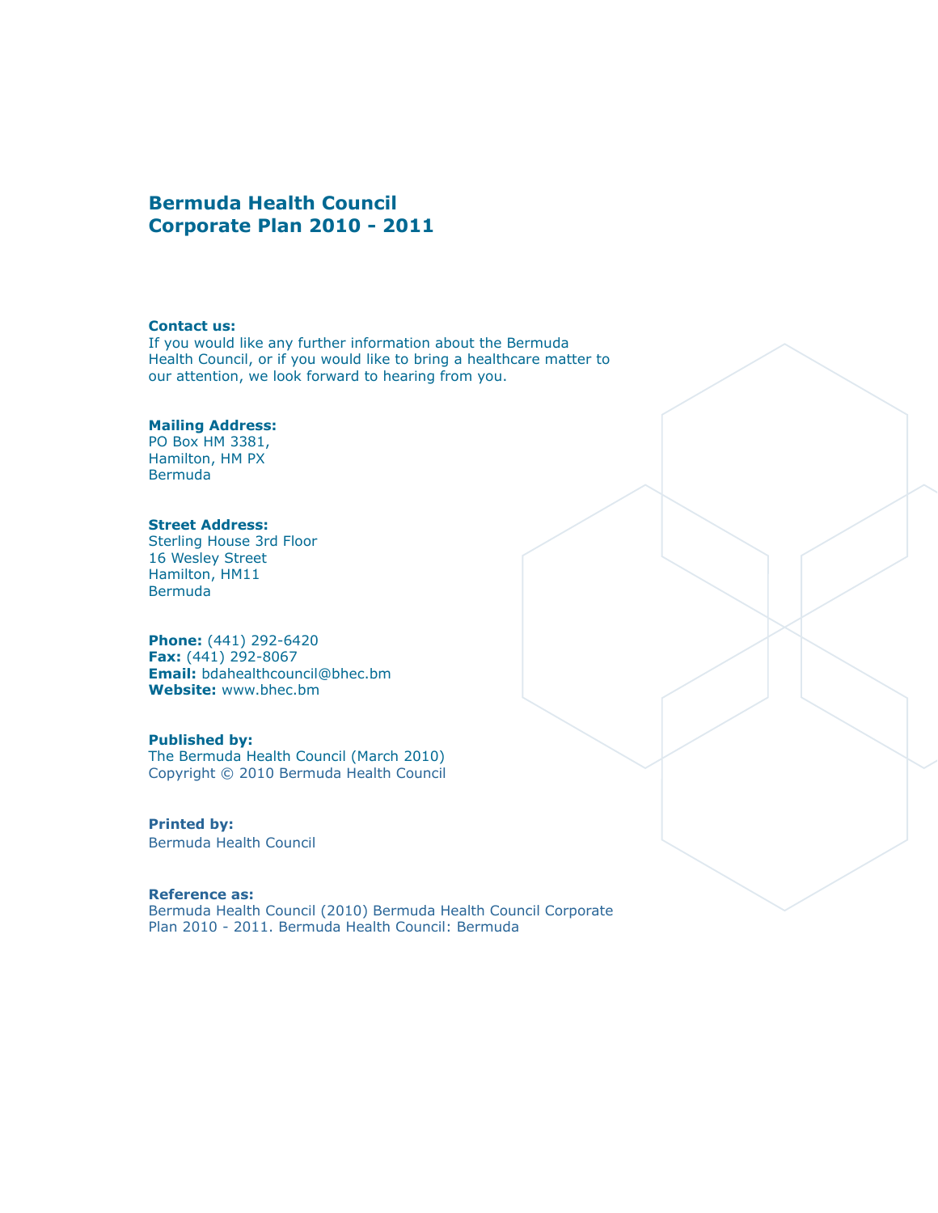# Bermuda Health Council
# Corporate Plan 2010 - 2011

**Contact us:**
If you would like any further information about the Bermuda Health Council, or if you would like to bring a healthcare matter to our attention, we look forward to hearing from you.

**Mailing Address:**
PO Box HM 3381,
Hamilton, HM PX
Bermuda

**Street Address:**
Sterling House 3rd Floor
16 Wesley Street
Hamilton, HM11
Bermuda

**Phone:** (441) 292-6420
**Fax:** (441) 292-8067
**Email:** bdahealthcouncil@bhec.bm
**Website:** www.bhec.bm

**Published by:**
The Bermuda Health Council (March 2010)
Copyright © 2010 Bermuda Health Council

**Printed by:**
Bermuda Health Council

**Reference as:**
Bermuda Health Council (2010) Bermuda Health Council Corporate Plan 2010 - 2011. Bermuda Health Council: Bermuda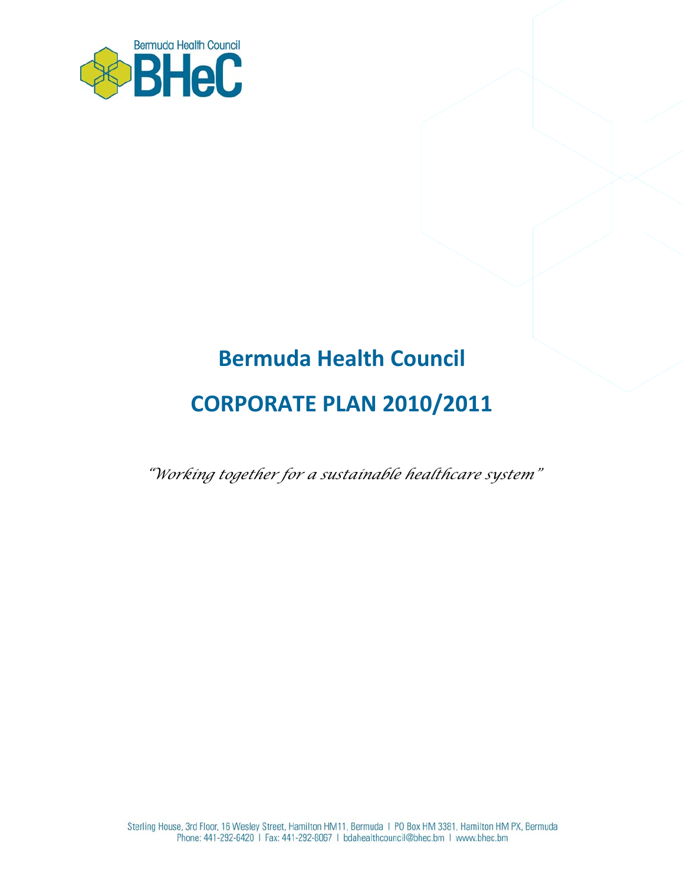# Bermuda Health Council

# CORPORATE PLAN 2010/2011

*"Working together for a sustainable healthcare system"*

Sterling House, 3rd Floor, 16 Wesley Street, Hamilton HM11, Bermuda | PO Box HM 3381, Hamilton HM PX, Bermuda
Phone: 441-292-6420 | Fax: 441-292-8067 | bdahealthcouncil@bhec.bm | www.bhec.bm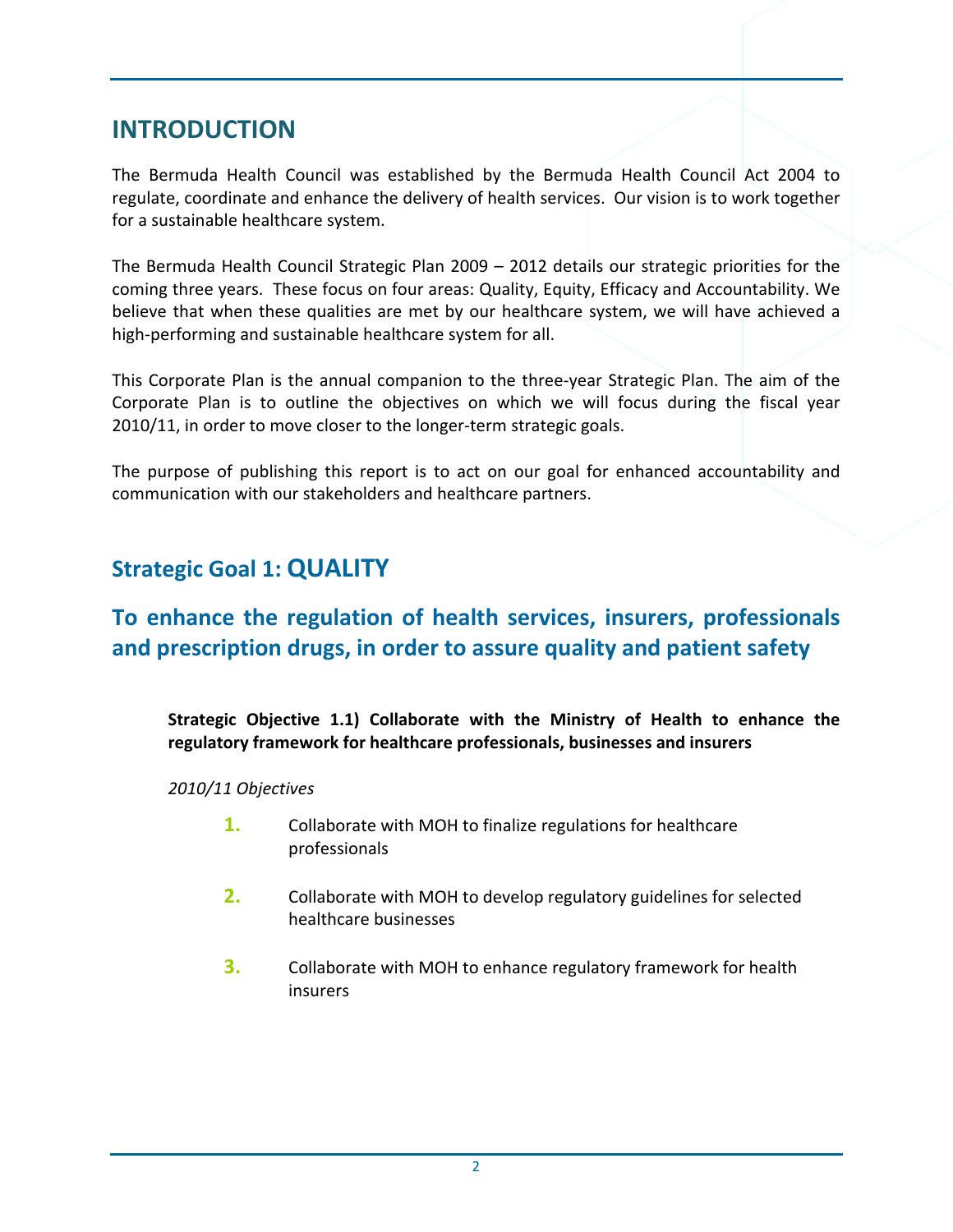## INTRODUCTION

The Bermuda Health Council was established by the Bermuda Health Council Act 2004 to regulate, coordinate and enhance the delivery of health services. Our vision is to work together for a sustainable healthcare system.

The Bermuda Health Council Strategic Plan 2009 – 2012 details our strategic priorities for the coming three years. These focus on four areas: Quality, Equity, Efficacy and Accountability. We believe that when these qualities are met by our healthcare system, we will have achieved a high-performing and sustainable healthcare system for all.

This Corporate Plan is the annual companion to the three-year Strategic Plan. The aim of the Corporate Plan is to outline the objectives on which we will focus during the fiscal year 2010/11, in order to move closer to the longer-term strategic goals.

The purpose of publishing this report is to act on our goal for enhanced accountability and communication with our stakeholders and healthcare partners.

## Strategic Goal 1: QUALITY

## To enhance the regulation of health services, insurers, professionals and prescription drugs, in order to assure quality and patient safety

**Strategic Objective 1.1) Collaborate with the Ministry of Health to enhance the regulatory framework for healthcare professionals, businesses and insurers**

*2010/11 Objectives*

1. Collaborate with MOH to finalize regulations for healthcare professionals
2. Collaborate with MOH to develop regulatory guidelines for selected healthcare businesses
3. Collaborate with MOH to enhance regulatory framework for health insurers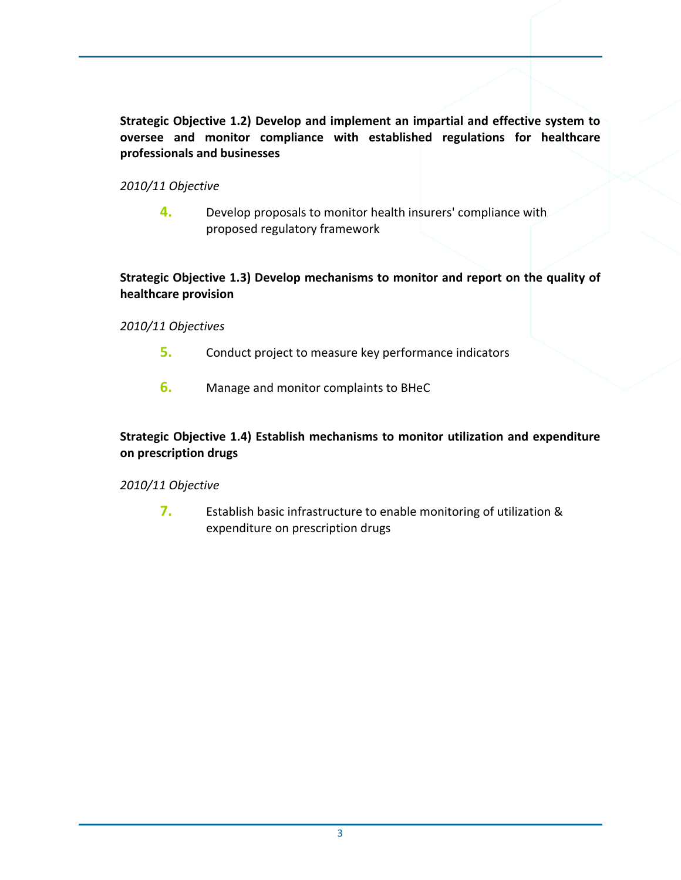**Strategic Objective 1.2) Develop and implement an impartial and effective system to oversee and monitor compliance with established regulations for healthcare professionals and businesses**

*2010/11 Objective*

4. Develop proposals to monitor health insurers' compliance with proposed regulatory framework

**Strategic Objective 1.3) Develop mechanisms to monitor and report on the quality of healthcare provision**

*2010/11 Objectives*

5. Conduct project to measure key performance indicators

6. Manage and monitor complaints to BHeC

**Strategic Objective 1.4) Establish mechanisms to monitor utilization and expenditure on prescription drugs**

*2010/11 Objective*

7. Establish basic infrastructure to enable monitoring of utilization & expenditure on prescription drugs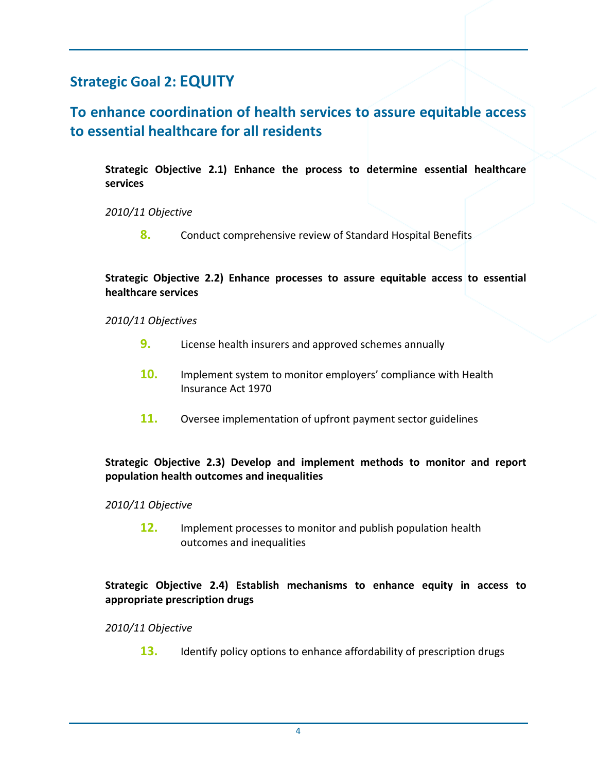## Strategic Goal 2: EQUITY

## To enhance coordination of health services to assure equitable access to essential healthcare for all residents

**Strategic Objective 2.1) Enhance the process to determine essential healthcare services**

*2010/11 Objective*

**8.** Conduct comprehensive review of Standard Hospital Benefits

**Strategic Objective 2.2) Enhance processes to assure equitable access to essential healthcare services**

*2010/11 Objectives*

**9.** License health insurers and approved schemes annually

**10.** Implement system to monitor employers' compliance with Health Insurance Act 1970

**11.** Oversee implementation of upfront payment sector guidelines

**Strategic Objective 2.3) Develop and implement methods to monitor and report population health outcomes and inequalities**

*2010/11 Objective*

**12.** Implement processes to monitor and publish population health outcomes and inequalities

**Strategic Objective 2.4) Establish mechanisms to enhance equity in access to appropriate prescription drugs**

*2010/11 Objective*

**13.** Identify policy options to enhance affordability of prescription drugs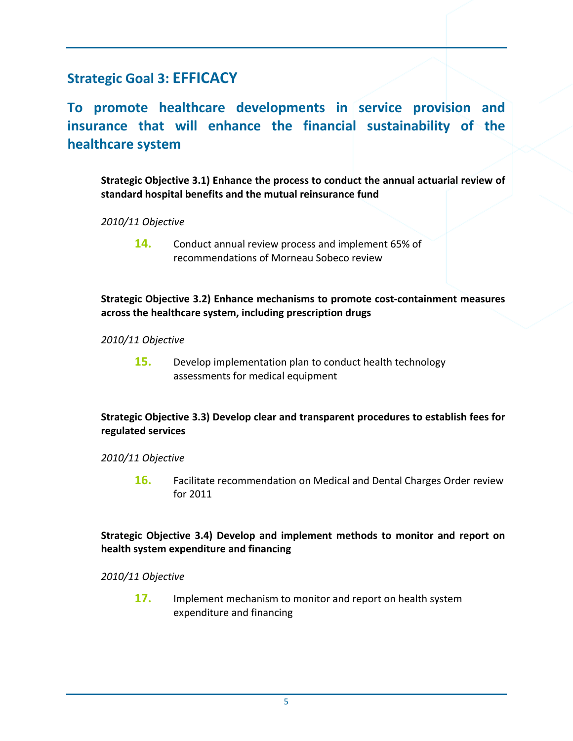## Strategic Goal 3: EFFICACY

## To promote healthcare developments in service provision and insurance that will enhance the financial sustainability of the healthcare system

**Strategic Objective 3.1) Enhance the process to conduct the annual actuarial review of standard hospital benefits and the mutual reinsurance fund**

*2010/11 Objective*

**14.** Conduct annual review process and implement 65% of recommendations of Morneau Sobeco review

**Strategic Objective 3.2) Enhance mechanisms to promote cost-containment measures across the healthcare system, including prescription drugs**

*2010/11 Objective*

**15.** Develop implementation plan to conduct health technology assessments for medical equipment

**Strategic Objective 3.3) Develop clear and transparent procedures to establish fees for regulated services**

*2010/11 Objective*

**16.** Facilitate recommendation on Medical and Dental Charges Order review for 2011

**Strategic Objective 3.4) Develop and implement methods to monitor and report on health system expenditure and financing**

*2010/11 Objective*

**17.** Implement mechanism to monitor and report on health system expenditure and financing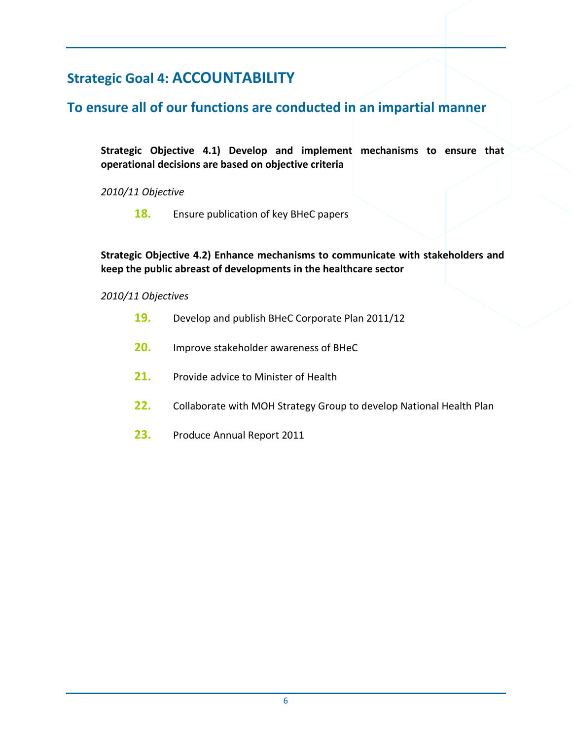## Strategic Goal 4: ACCOUNTABILITY

## To ensure all of our functions are conducted in an impartial manner

**Strategic Objective 4.1) Develop and implement mechanisms to ensure that operational decisions are based on objective criteria**

*2010/11 Objective*

18. Ensure publication of key BHeC papers

**Strategic Objective 4.2) Enhance mechanisms to communicate with stakeholders and keep the public abreast of developments in the healthcare sector**

*2010/11 Objectives*

19. Develop and publish BHeC Corporate Plan 2011/12
20. Improve stakeholder awareness of BHeC
21. Provide advice to Minister of Health
22. Collaborate with MOH Strategy Group to develop National Health Plan
23. Produce Annual Report 2011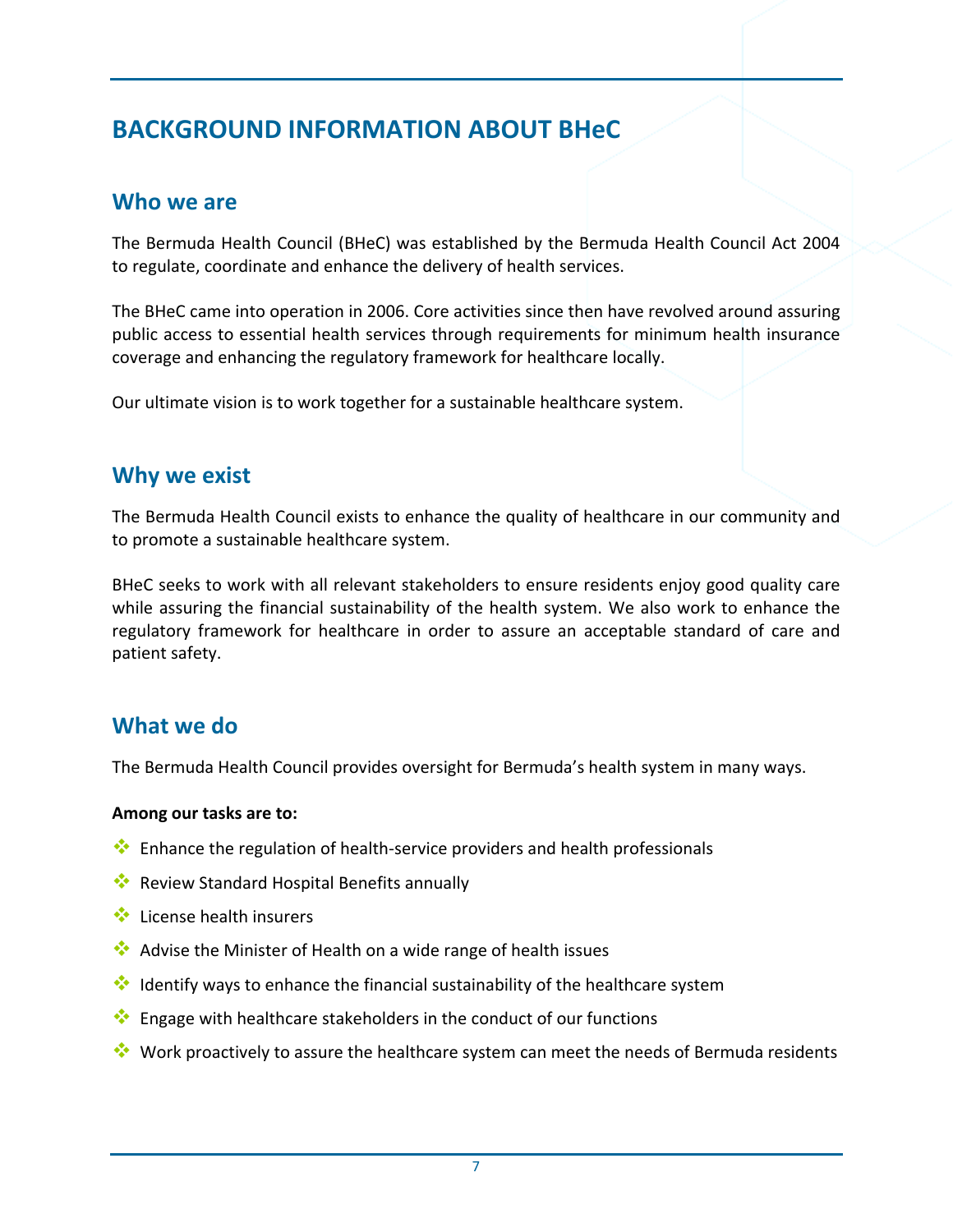# BACKGROUND INFORMATION ABOUT BHeC

## Who we are

The Bermuda Health Council (BHeC) was established by the Bermuda Health Council Act 2004 to regulate, coordinate and enhance the delivery of health services.

The BHeC came into operation in 2006. Core activities since then have revolved around assuring public access to essential health services through requirements for minimum health insurance coverage and enhancing the regulatory framework for healthcare locally.

Our ultimate vision is to work together for a sustainable healthcare system.

## Why we exist

The Bermuda Health Council exists to enhance the quality of healthcare in our community and to promote a sustainable healthcare system.

BHeC seeks to work with all relevant stakeholders to ensure residents enjoy good quality care while assuring the financial sustainability of the health system. We also work to enhance the regulatory framework for healthcare in order to assure an acceptable standard of care and patient safety.

## What we do

The Bermuda Health Council provides oversight for Bermuda's health system in many ways.

**Among our tasks are to:**

- Enhance the regulation of health-service providers and health professionals
- Review Standard Hospital Benefits annually
- License health insurers
- Advise the Minister of Health on a wide range of health issues
- Identify ways to enhance the financial sustainability of the healthcare system
- Engage with healthcare stakeholders in the conduct of our functions
- Work proactively to assure the healthcare system can meet the needs of Bermuda residents